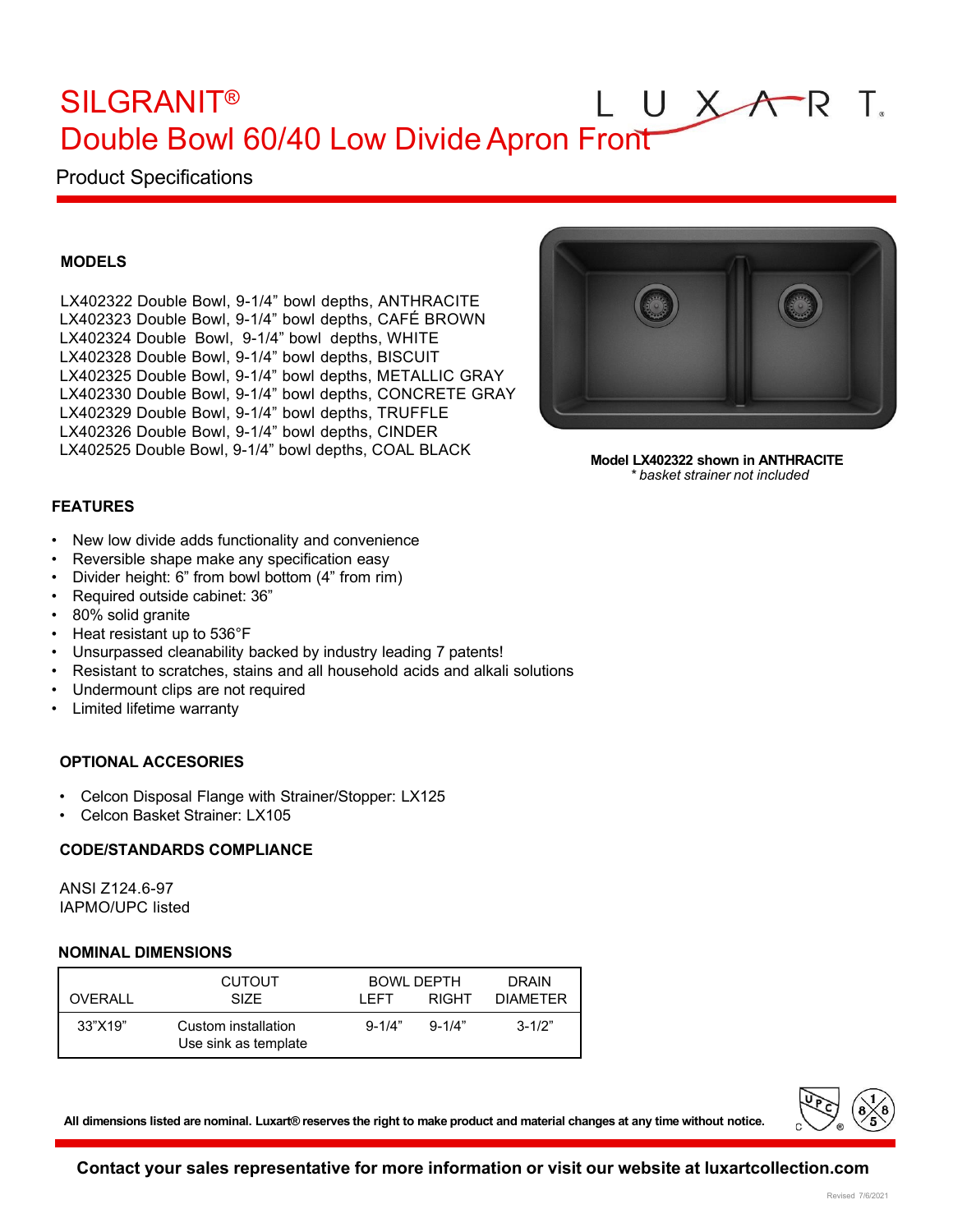# SILGRANIT®
# Double Bowl 60/40 Low Divide Apron Front

LUXART

## Product Specifications

### MODELS

LX402322 Double Bowl, 9-1/4" bowl depths, ANTHRACITE
LX402323 Double Bowl, 9-1/4" bowl depths, CAFÉ BROWN
LX402324 Double Bowl, 9-1/4" bowl depths, WHITE
LX402328 Double Bowl, 9-1/4" bowl depths, BISCUIT
LX402325 Double Bowl, 9-1/4" bowl depths, METALLIC GRAY
LX402330 Double Bowl, 9-1/4" bowl depths, CONCRETE GRAY
LX402329 Double Bowl, 9-1/4" bowl depths, TRUFFLE
LX402326 Double Bowl, 9-1/4" bowl depths, CINDER
LX402525 Double Bowl, 9-1/4" bowl depths, COAL BLACK

**Model LX402322 shown in ANTHRACITE**
*\* basket strainer not included*

### FEATURES

- New low divide adds functionality and convenience
- Reversible shape make any specification easy
- Divider height: 6" from bowl bottom (4" from rim)
- Required outside cabinet: 36"
- 80% solid granite
- Heat resistant up to 536°F
- Unsurpassed cleanability backed by industry leading 7 patents!
- Resistant to scratches, stains and all household acids and alkali solutions
- Undermount clips are not required
- Limited lifetime warranty

### OPTIONAL ACCESORIES

- Celcon Disposal Flange with Strainer/Stopper: LX125
- Celcon Basket Strainer: LX105

### CODE/STANDARDS COMPLIANCE

ANSI Z124.6-97
IAPMO/UPC listed

### NOMINAL DIMENSIONS

| OVERALL | CUTOUT SIZE | BOWL DEPTH LEFT | BOWL DEPTH RIGHT | DRAIN DIAMETER |
|---|---|---|---|---|
| 33"X19" | Custom installation Use sink as template | 9-1/4" | 9-1/4" | 3-1/2" |

**All dimensions listed are nominal. Luxart® reserves the right to make product and material changes at any time without notice.**

**Contact your sales representative for more information or visit our website at luxartcollection.com**

Revised 7/6/2021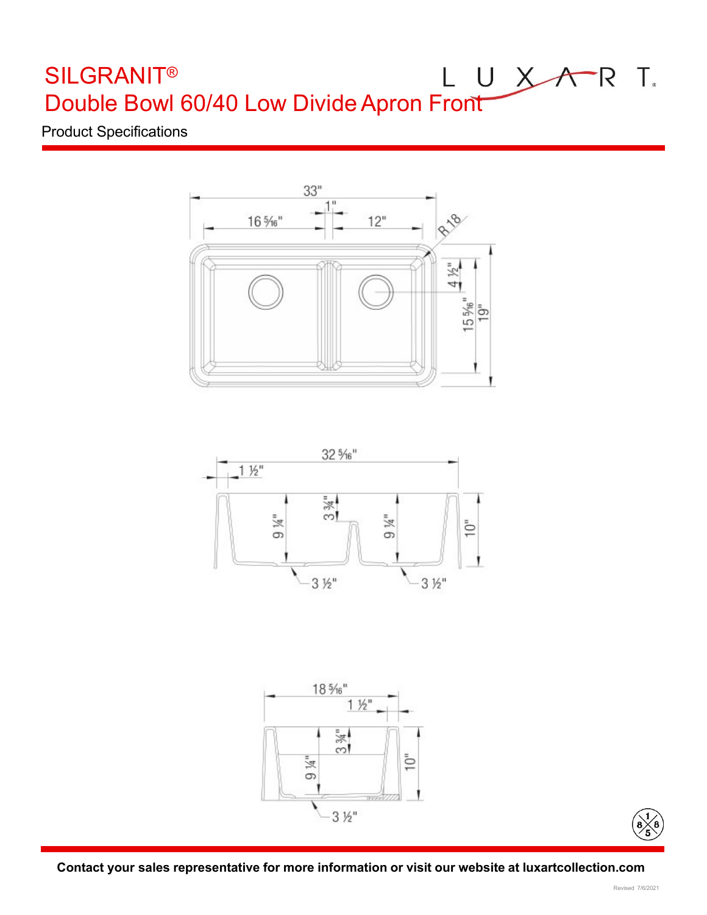# SILGRANIT®

## Double Bowl 60/40 Low Divide Apron Front

LUXART

Product Specifications

33"
1"
16 5/16"
12"
R18
4 1/2"
15 5/16"
19"

32 5/16"
1 1/2"
9 1/4"
3 3/4"
9 1/4"
10"
3 1/2"
3 1/2"

18 5/16"
1 1/2"
3 3/4"
9 1/4"
10"
3 1/2"

**Contact your sales representative for more information or visit our website at luxartcollection.com**

Revised 7/6/2021